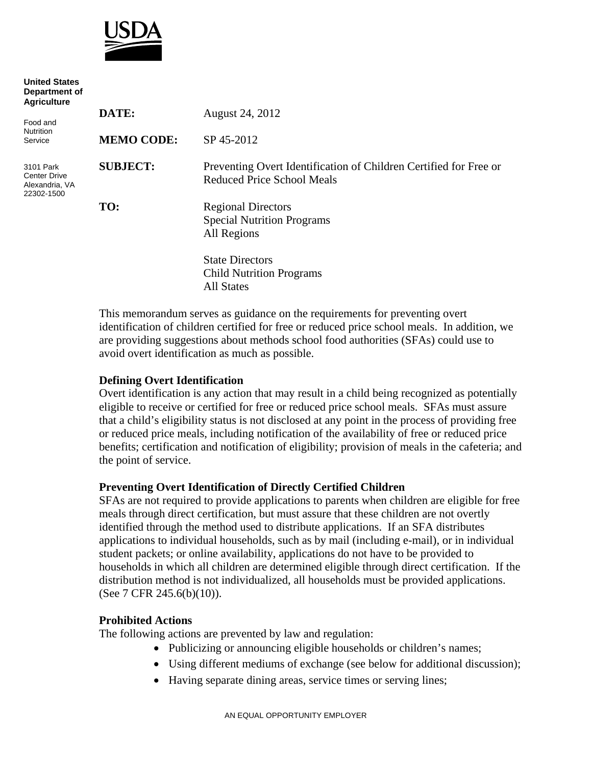USDA

**United States Department of Agriculture**

Food and Nutrition Service

3101 Park Center Drive
Alexandria, VA 22302-1500

| | |
|---|---|
| **DATE:** | August 24, 2012 |
| **MEMO CODE:** | SP 45-2012 |
| **SUBJECT:** | Preventing Overt Identification of Children Certified for Free or Reduced Price School Meals |
| **TO:** | Regional Directors<br>Special Nutrition Programs<br>All Regions<br><br>State Directors<br>Child Nutrition Programs<br>All States |

This memorandum serves as guidance on the requirements for preventing overt identification of children certified for free or reduced price school meals. In addition, we are providing suggestions about methods school food authorities (SFAs) could use to avoid overt identification as much as possible.

**Defining Overt Identification**

Overt identification is any action that may result in a child being recognized as potentially eligible to receive or certified for free or reduced price school meals. SFAs must assure that a child's eligibility status is not disclosed at any point in the process of providing free or reduced price meals, including notification of the availability of free or reduced price benefits; certification and notification of eligibility; provision of meals in the cafeteria; and the point of service.

**Preventing Overt Identification of Directly Certified Children**

SFAs are not required to provide applications to parents when children are eligible for free meals through direct certification, but must assure that these children are not overtly identified through the method used to distribute applications. If an SFA distributes applications to individual households, such as by mail (including e-mail), or in individual student packets; or online availability, applications do not have to be provided to households in which all children are determined eligible through direct certification. If the distribution method is not individualized, all households must be provided applications. (See 7 CFR 245.6(b)(10)).

**Prohibited Actions**

The following actions are prevented by law and regulation:

- Publicizing or announcing eligible households or children's names;
- Using different mediums of exchange (see below for additional discussion);
- Having separate dining areas, service times or serving lines;

AN EQUAL OPPORTUNITY EMPLOYER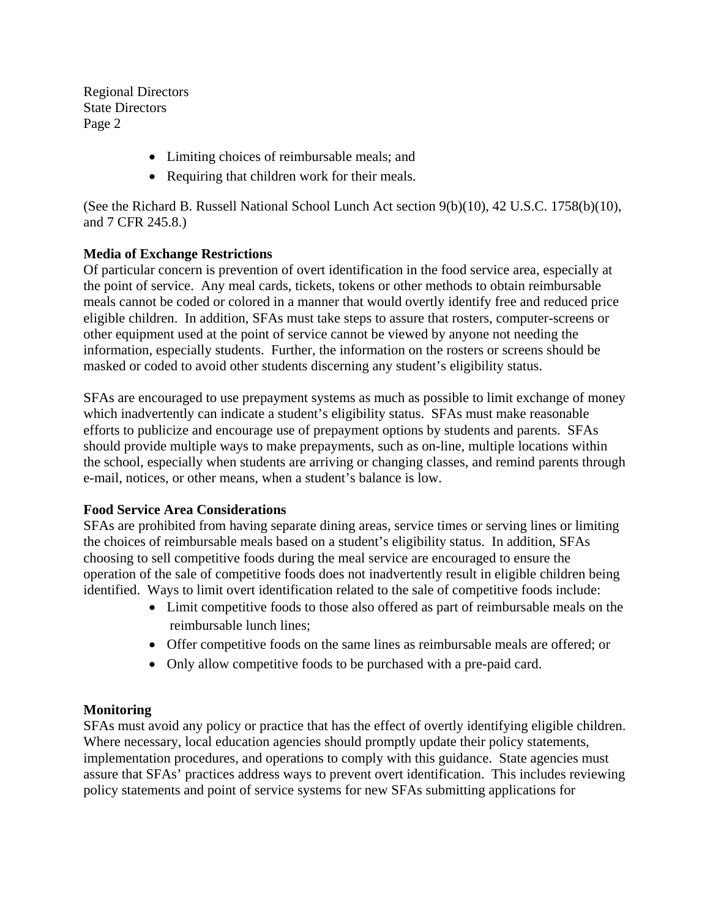- Limiting choices of reimbursable meals; and
- Requiring that children work for their meals.

(See the Richard B. Russell National School Lunch Act section 9(b)(10), 42 U.S.C. 1758(b)(10), and 7 CFR 245.8.)

**Media of Exchange Restrictions**

Of particular concern is prevention of overt identification in the food service area, especially at the point of service. Any meal cards, tickets, tokens or other methods to obtain reimbursable meals cannot be coded or colored in a manner that would overtly identify free and reduced price eligible children. In addition, SFAs must take steps to assure that rosters, computer-screens or other equipment used at the point of service cannot be viewed by anyone not needing the information, especially students. Further, the information on the rosters or screens should be masked or coded to avoid other students discerning any student's eligibility status.

SFAs are encouraged to use prepayment systems as much as possible to limit exchange of money which inadvertently can indicate a student's eligibility status. SFAs must make reasonable efforts to publicize and encourage use of prepayment options by students and parents. SFAs should provide multiple ways to make prepayments, such as on-line, multiple locations within the school, especially when students are arriving or changing classes, and remind parents through e-mail, notices, or other means, when a student's balance is low.

**Food Service Area Considerations**

SFAs are prohibited from having separate dining areas, service times or serving lines or limiting the choices of reimbursable meals based on a student's eligibility status. In addition, SFAs choosing to sell competitive foods during the meal service are encouraged to ensure the operation of the sale of competitive foods does not inadvertently result in eligible children being identified. Ways to limit overt identification related to the sale of competitive foods include:

- Limit competitive foods to those also offered as part of reimbursable meals on the reimbursable lunch lines;
- Offer competitive foods on the same lines as reimbursable meals are offered; or
- Only allow competitive foods to be purchased with a pre-paid card.

**Monitoring**

SFAs must avoid any policy or practice that has the effect of overtly identifying eligible children. Where necessary, local education agencies should promptly update their policy statements, implementation procedures, and operations to comply with this guidance. State agencies must assure that SFAs' practices address ways to prevent overt identification. This includes reviewing policy statements and point of service systems for new SFAs submitting applications for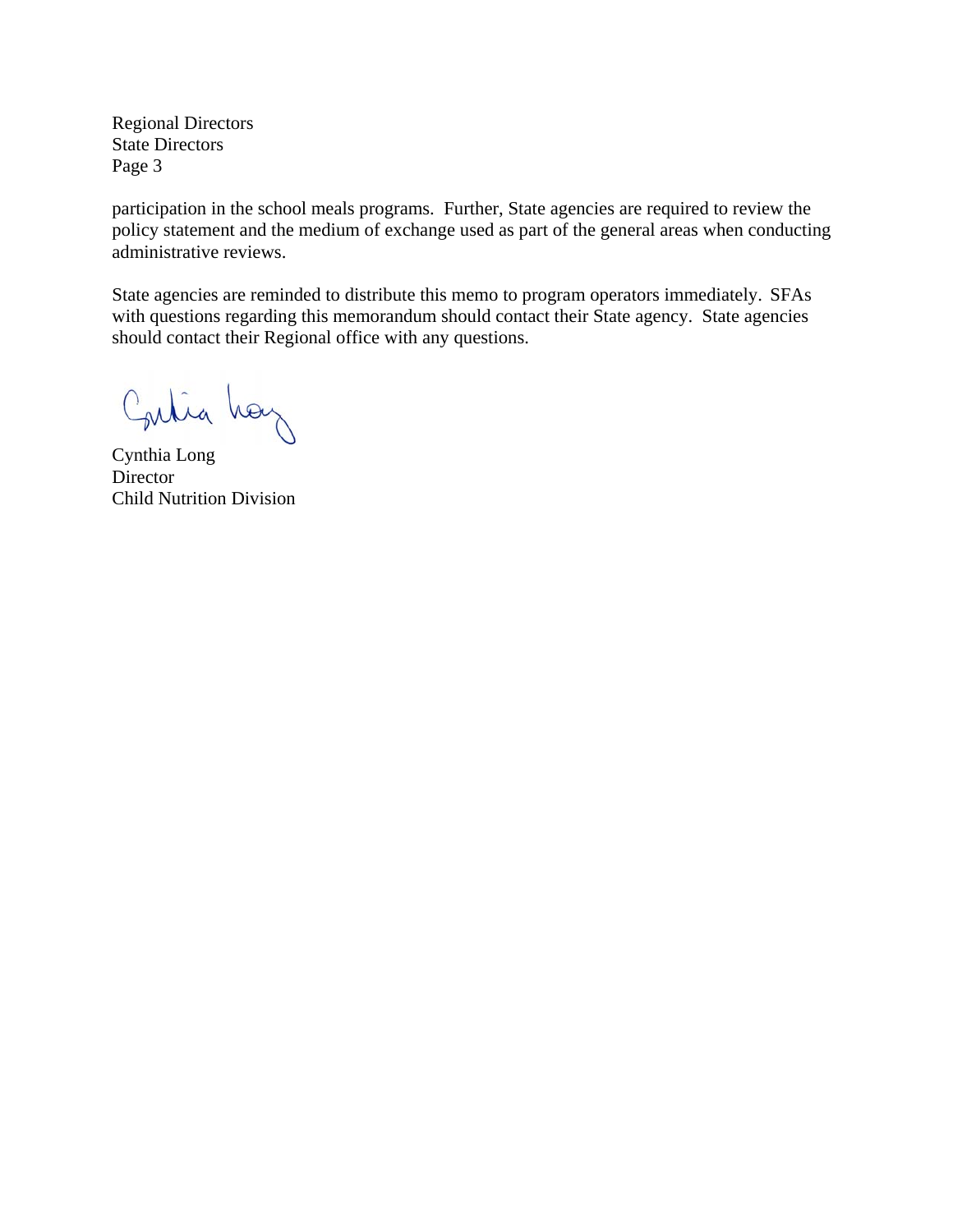participation in the school meals programs. Further, State agencies are required to review the policy statement and the medium of exchange used as part of the general areas when conducting administrative reviews.

State agencies are reminded to distribute this memo to program operators immediately. SFAs with questions regarding this memorandum should contact their State agency. State agencies should contact their Regional office with any questions.

Cynthia Long
Director
Child Nutrition Division